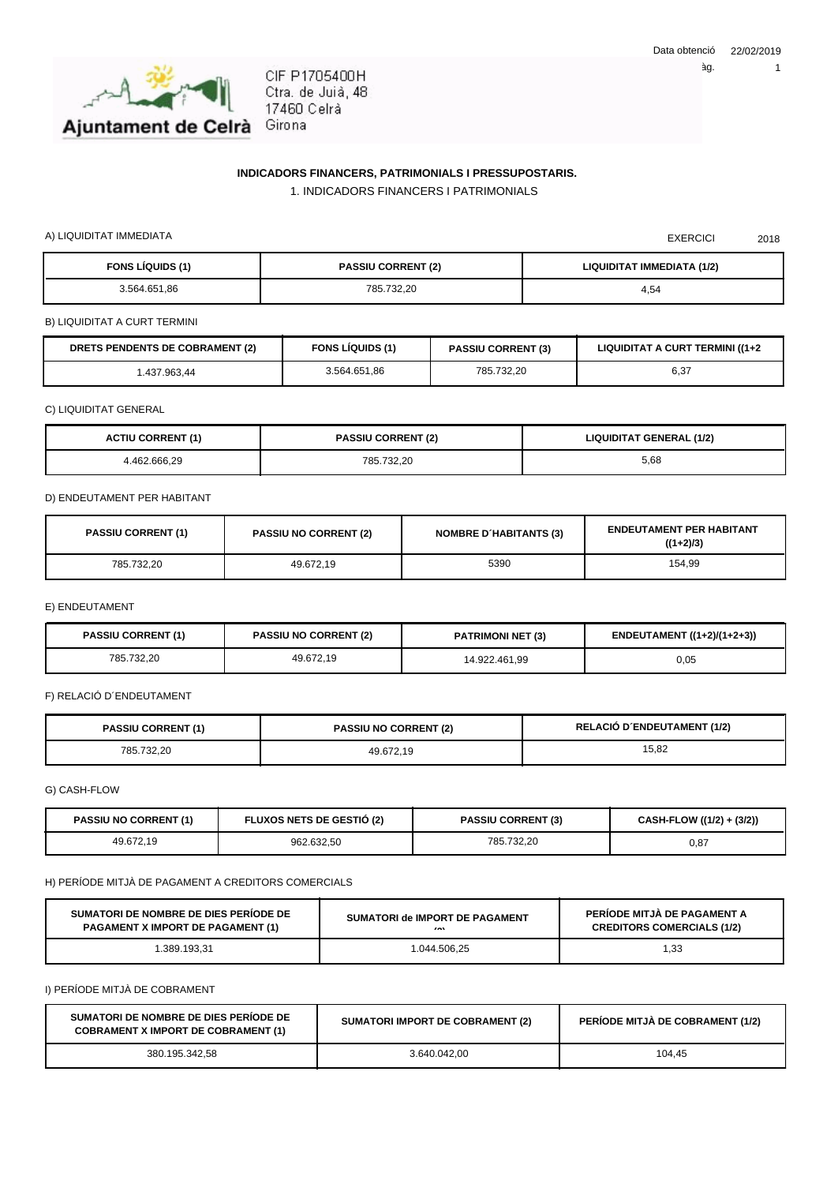Data obtenció 22/02/2019

CIF P1705400H
Ctra. de Juià, 48
17460 Celrà
Girona

Ajuntament de Celrà

## INDICADORS FINANCERS, PATRIMONIALS I PRESSUPOSTARIS.

### 1. INDICADORS FINANCERS I PATRIMONIALS

A) LIQUIDITAT IMMEDIATA

EXERCICI 2018

| FONS LÍQUIDS (1) | PASSIU CORRENT (2) | LIQUIDITAT IMMEDIATA (1/2) |
|---|---|---|
| 3.564.651,86 | 785.732,20 | 4,54 |

B) LIQUIDITAT A CURT TERMINI

| DRETS PENDENTS DE COBRAMENT (2) | FONS LÍQUIDS (1) | PASSIU CORRENT (3) | LIQUIDITAT A CURT TERMINI ((1+2 |
|---|---|---|---|
| 1.437.963,44 | 3.564.651,86 | 785.732,20 | 6,37 |

C) LIQUIDITAT GENERAL

| ACTIU CORRENT (1) | PASSIU CORRENT (2) | LIQUIDITAT GENERAL (1/2) |
|---|---|---|
| 4.462.666,29 | 785.732,20 | 5,68 |

D) ENDEUTAMENT PER HABITANT

| PASSIU CORRENT (1) | PASSIU NO CORRENT (2) | NOMBRE D´HABITANTS (3) | ENDEUTAMENT PER HABITANT ((1+2)/3) |
|---|---|---|---|
| 785.732,20 | 49.672,19 | 5390 | 154,99 |

E) ENDEUTAMENT

| PASSIU CORRENT (1) | PASSIU NO CORRENT (2) | PATRIMONI NET (3) | ENDEUTAMENT ((1+2)/(1+2+3)) |
|---|---|---|---|
| 785.732,20 | 49.672,19 | 14.922.461,99 | 0,05 |

F) RELACIÓ D´ENDEUTAMENT

| PASSIU CORRENT (1) | PASSIU NO CORRENT (2) | RELACIÓ D´ENDEUTAMENT (1/2) |
|---|---|---|
| 785.732,20 | 49.672,19 | 15,82 |

G) CASH-FLOW

| PASSIU NO CORRENT (1) | FLUXOS NETS DE GESTIÓ (2) | PASSIU CORRENT (3) | CASH-FLOW ((1/2) + (3/2)) |
|---|---|---|---|
| 49.672,19 | 962.632,50 | 785.732,20 | 0,87 |

H) PERÍODE MITJÀ DE PAGAMENT A CREDITORS COMERCIALS

| SUMATORI DE NOMBRE DE DIES PERÍODE DE PAGAMENT X IMPORT DE PAGAMENT (1) | SUMATORI de IMPORT DE PAGAMENT (2) | PERÍODE MITJÀ DE PAGAMENT A CREDITORS COMERCIALS (1/2) |
|---|---|---|
| 1.389.193,31 | 1.044.506,25 | 1,33 |

I) PERÍODE MITJÀ DE COBRAMENT

| SUMATORI DE NOMBRE DE DIES PERÍODE DE COBRAMENT X IMPORT DE COBRAMENT (1) | SUMATORI IMPORT DE COBRAMENT (2) | PERÍODE MITJÀ DE COBRAMENT (1/2) |
|---|---|---|
| 380.195.342,58 | 3.640.042,00 | 104,45 |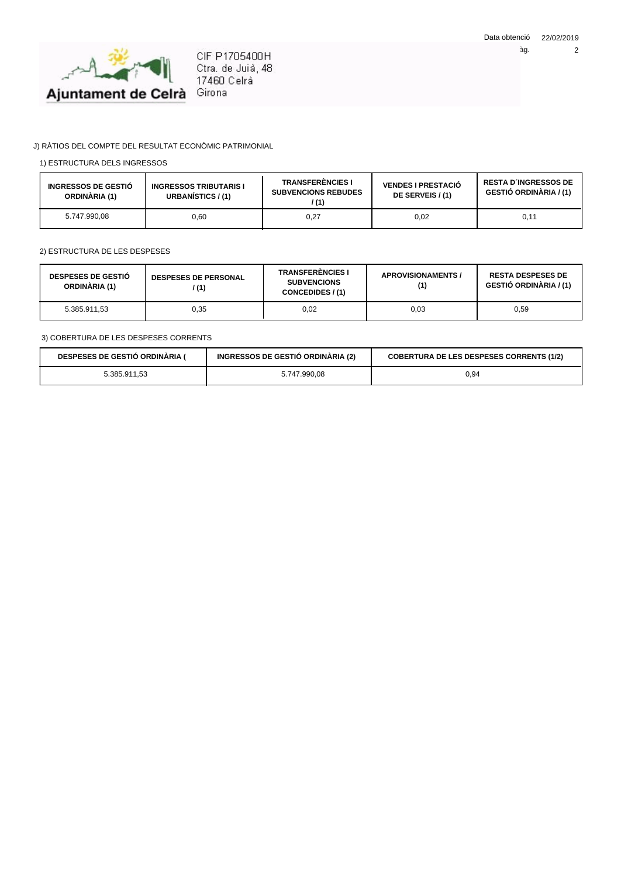CIF P1705400H
Ctra. de Juià, 48
17460 Celrà
Girona

Ajuntament de Celrà

## J) RÀTIOS DEL COMPTE DEL RESULTAT ECONÒMIC PATRIMONIAL

### 1) ESTRUCTURA DELS INGRESSOS

| INGRESSOS DE GESTIÓ ORDINÀRIA (1) | INGRESSOS TRIBUTARIS I URBANÍSTICS / (1) | TRANSFERÈNCIES I SUBVENCIONS REBUDES / (1) | VENDES I PRESTACIÓ DE SERVEIS / (1) | RESTA D´INGRESSOS DE GESTIÓ ORDINÀRIA / (1) |
|---|---|---|---|---|
| 5.747.990,08 | 0,60 | 0,27 | 0,02 | 0,11 |

### 2) ESTRUCTURA DE LES DESPESES

| DESPESES DE GESTIÓ ORDINÀRIA (1) | DESPESES DE PERSONAL / (1) | TRANSFERÈNCIES I SUBVENCIONS CONCEDIDES / (1) | APROVISIONAMENTS / (1) | RESTA DESPESES DE GESTIÓ ORDINÀRIA / (1) |
|---|---|---|---|---|
| 5.385.911,53 | 0,35 | 0,02 | 0,03 | 0,59 |

### 3) COBERTURA DE LES DESPESES CORRENTS

| DESPESES DE GESTIÓ ORDINÀRIA ( | INGRESSOS DE GESTIÓ ORDINÀRIA (2) | COBERTURA DE LES DESPESES CORRENTS (1/2) |
|---|---|---|
| 5.385.911,53 | 5.747.990,08 | 0,94 |